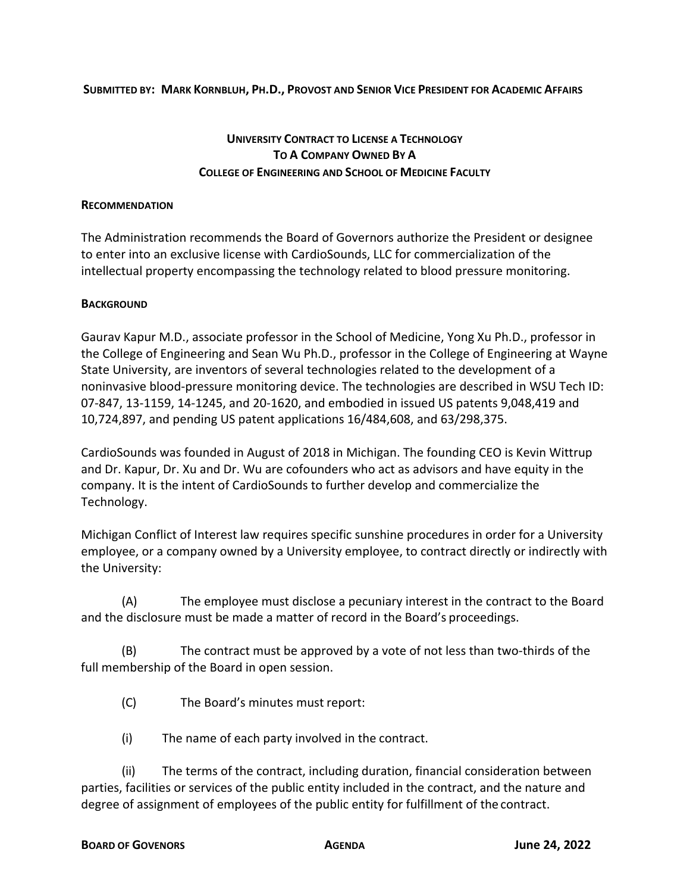**SUBMITTED BY: MARK KORNBLUH, PH.D., PROVOST AND SENIOR VICE PRESIDENT FOR ACADEMIC AFFAIRS**

## UNIVERSITY CONTRACT TO LICENSE A TECHNOLOGY TO A COMPANY OWNED BY A COLLEGE OF ENGINEERING AND SCHOOL OF MEDICINE FACULTY

### RECOMMENDATION

The Administration recommends the Board of Governors authorize the President or designee to enter into an exclusive license with CardioSounds, LLC for commercialization of the intellectual property encompassing the technology related to blood pressure monitoring.

### BACKGROUND

Gaurav Kapur M.D., associate professor in the School of Medicine, Yong Xu Ph.D., professor in the College of Engineering and Sean Wu Ph.D., professor in the College of Engineering at Wayne State University, are inventors of several technologies related to the development of a noninvasive blood-pressure monitoring device. The technologies are described in WSU Tech ID: 07-847, 13-1159, 14-1245, and 20-1620, and embodied in issued US patents 9,048,419 and 10,724,897, and pending US patent applications 16/484,608, and 63/298,375.

CardioSounds was founded in August of 2018 in Michigan. The founding CEO is Kevin Wittrup and Dr. Kapur, Dr. Xu and Dr. Wu are cofounders who act as advisors and have equity in the company. It is the intent of CardioSounds to further develop and commercialize the Technology.

Michigan Conflict of Interest law requires specific sunshine procedures in order for a University employee, or a company owned by a University employee, to contract directly or indirectly with the University:

(A) The employee must disclose a pecuniary interest in the contract to the Board and the disclosure must be made a matter of record in the Board's proceedings.

(B) The contract must be approved by a vote of not less than two-thirds of the full membership of the Board in open session.

(C) The Board's minutes must report:

(i) The name of each party involved in the contract.

(ii) The terms of the contract, including duration, financial consideration between parties, facilities or services of the public entity included in the contract, and the nature and degree of assignment of employees of the public entity for fulfillment of the contract.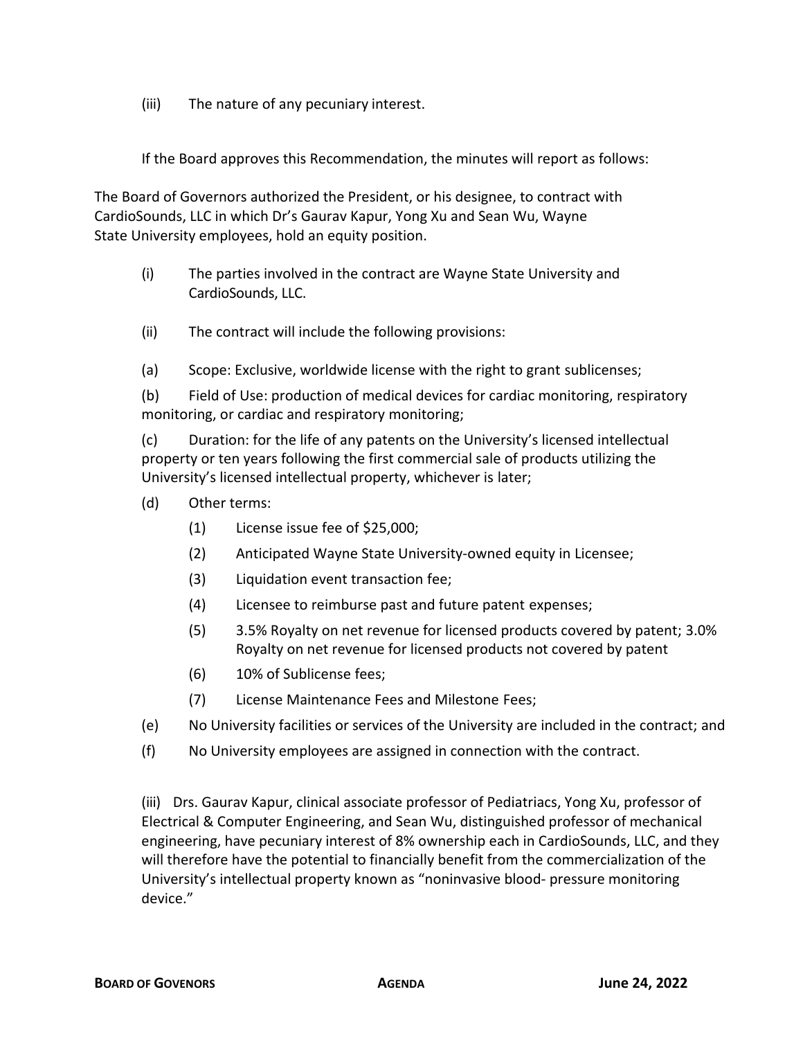(iii) The nature of any pecuniary interest.

If the Board approves this Recommendation, the minutes will report as follows:

The Board of Governors authorized the President, or his designee, to contract with CardioSounds, LLC in which Dr's Gaurav Kapur, Yong Xu and Sean Wu, Wayne State University employees, hold an equity position.

(i) The parties involved in the contract are Wayne State University and CardioSounds, LLC.

(ii) The contract will include the following provisions:

(a) Scope: Exclusive, worldwide license with the right to grant sublicenses;

(b) Field of Use: production of medical devices for cardiac monitoring, respiratory monitoring, or cardiac and respiratory monitoring;

(c) Duration: for the life of any patents on the University's licensed intellectual property or ten years following the first commercial sale of products utilizing the University's licensed intellectual property, whichever is later;

(d) Other terms:

  (1) License issue fee of $25,000;

  (2) Anticipated Wayne State University-owned equity in Licensee;

  (3) Liquidation event transaction fee;

  (4) Licensee to reimburse past and future patent expenses;

  (5) 3.5% Royalty on net revenue for licensed products covered by patent; 3.0% Royalty on net revenue for licensed products not covered by patent

  (6) 10% of Sublicense fees;

  (7) License Maintenance Fees and Milestone Fees;

(e) No University facilities or services of the University are included in the contract; and

(f) No University employees are assigned in connection with the contract.

(iii) Drs. Gaurav Kapur, clinical associate professor of Pediatriacs, Yong Xu, professor of Electrical & Computer Engineering, and Sean Wu, distinguished professor of mechanical engineering, have pecuniary interest of 8% ownership each in CardioSounds, LLC, and they will therefore have the potential to financially benefit from the commercialization of the University's intellectual property known as "noninvasive blood- pressure monitoring device."